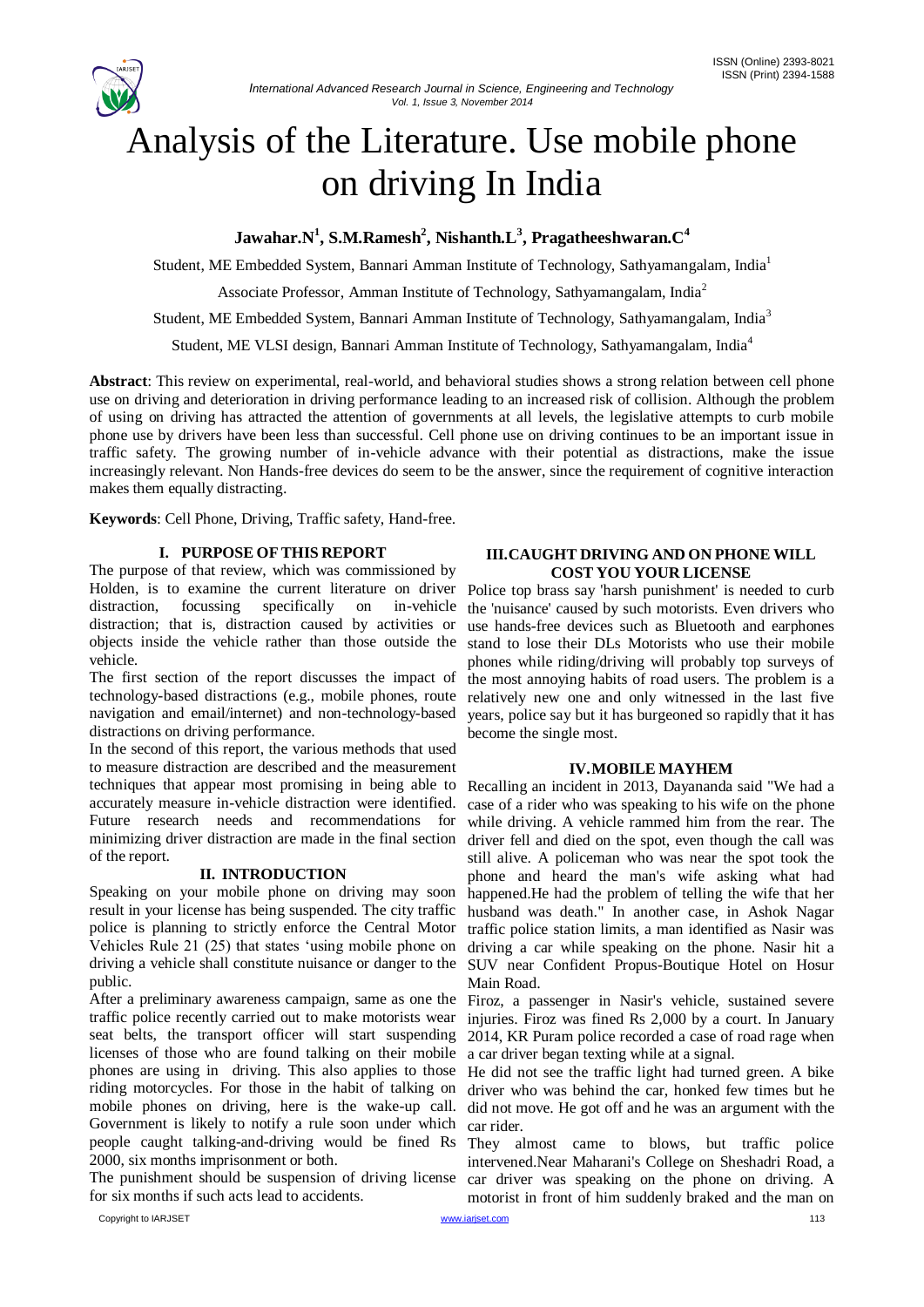# Analysis of the Literature. Use mobile phone on driving In India

**Jawahar.N[1], S.M.Ramesh[2], Nishanth.L[3], Pragatheeshwaran.C[4]**

Student, ME Embedded System, Bannari Amman Institute of Technology, Sathyamangalam, India[1]

Associate Professor, Amman Institute of Technology, Sathyamangalam, India[2]

Student, ME Embedded System, Bannari Amman Institute of Technology, Sathyamangalam, India[3]

Student, ME VLSI design, Bannari Amman Institute of Technology, Sathyamangalam, India[4]

**Abstract**: This review on experimental, real-world, and behavioral studies shows a strong relation between cell phone use on driving and deterioration in driving performance leading to an increased risk of collision. Although the problem of using on driving has attracted the attention of governments at all levels, the legislative attempts to curb mobile phone use by drivers have been less than successful. Cell phone use on driving continues to be an important issue in traffic safety. The growing number of in-vehicle advance with their potential as distractions, make the issue increasingly relevant. Non Hands-free devices do seem to be the answer, since the requirement of cognitive interaction makes them equally distracting.

**Keywords**: Cell Phone, Driving, Traffic safety, Hand-free.

## I. PURPOSE OF THIS REPORT

The purpose of that review, which was commissioned by Holden, is to examine the current literature on driver distraction, focussing specifically on in-vehicle distraction; that is, distraction caused by activities or objects inside the vehicle rather than those outside the vehicle.

The first section of the report discusses the impact of technology-based distractions (e.g., mobile phones, route navigation and email/internet) and non-technology-based distractions on driving performance.

In the second of this report, the various methods that used to measure distraction are described and the measurement techniques that appear most promising in being able to accurately measure in-vehicle distraction were identified. Future research needs and recommendations for minimizing driver distraction are made in the final section of the report.

## II. INTRODUCTION

Speaking on your mobile phone on driving may soon result in your license has being suspended. The city traffic police is planning to strictly enforce the Central Motor Vehicles Rule 21 (25) that states 'using mobile phone on driving a vehicle shall constitute nuisance or danger to the public.

After a preliminary awareness campaign, same as one the traffic police recently carried out to make motorists wear seat belts, the transport officer will start suspending licenses of those who are found talking on their mobile phones are using in driving. This also applies to those riding motorcycles. For those in the habit of talking on mobile phones on driving, here is the wake-up call. Government is likely to notify a rule soon under which people caught talking-and-driving would be fined Rs 2000, six months imprisonment or both.

The punishment should be suspension of driving license for six months if such acts lead to accidents.

## III. CAUGHT DRIVING AND ON PHONE WILL COST YOU YOUR LICENSE

Police top brass say 'harsh punishment' is needed to curb the 'nuisance' caused by such motorists. Even drivers who use hands-free devices such as Bluetooth and earphones stand to lose their DLs Motorists who use their mobile phones while riding/driving will probably top surveys of the most annoying habits of road users. The problem is a relatively new one and only witnessed in the last five years, police say but it has burgeoned so rapidly that it has become the single most.

## IV. MOBILE MAYHEM

Recalling an incident in 2013, Dayananda said "We had a case of a rider who was speaking to his wife on the phone while driving. A vehicle rammed him from the rear. The driver fell and died on the spot, even though the call was still alive. A policeman who was near the spot took the phone and heard the man's wife asking what had happened.He had the problem of telling the wife that her husband was death." In another case, in Ashok Nagar traffic police station limits, a man identified as Nasir was driving a car while speaking on the phone. Nasir hit a SUV near Confident Propus-Boutique Hotel on Hosur Main Road.

Firoz, a passenger in Nasir's vehicle, sustained severe injuries. Firoz was fined Rs 2,000 by a court. In January 2014, KR Puram police recorded a case of road rage when a car driver began texting while at a signal.

He did not see the traffic light had turned green. A bike driver who was behind the car, honked few times but he did not move. He got off and he was an argument with the car rider.

They almost came to blows, but traffic police intervened.Near Maharani's College on Sheshadri Road, a car driver was speaking on the phone on driving. A motorist in front of him suddenly braked and the man on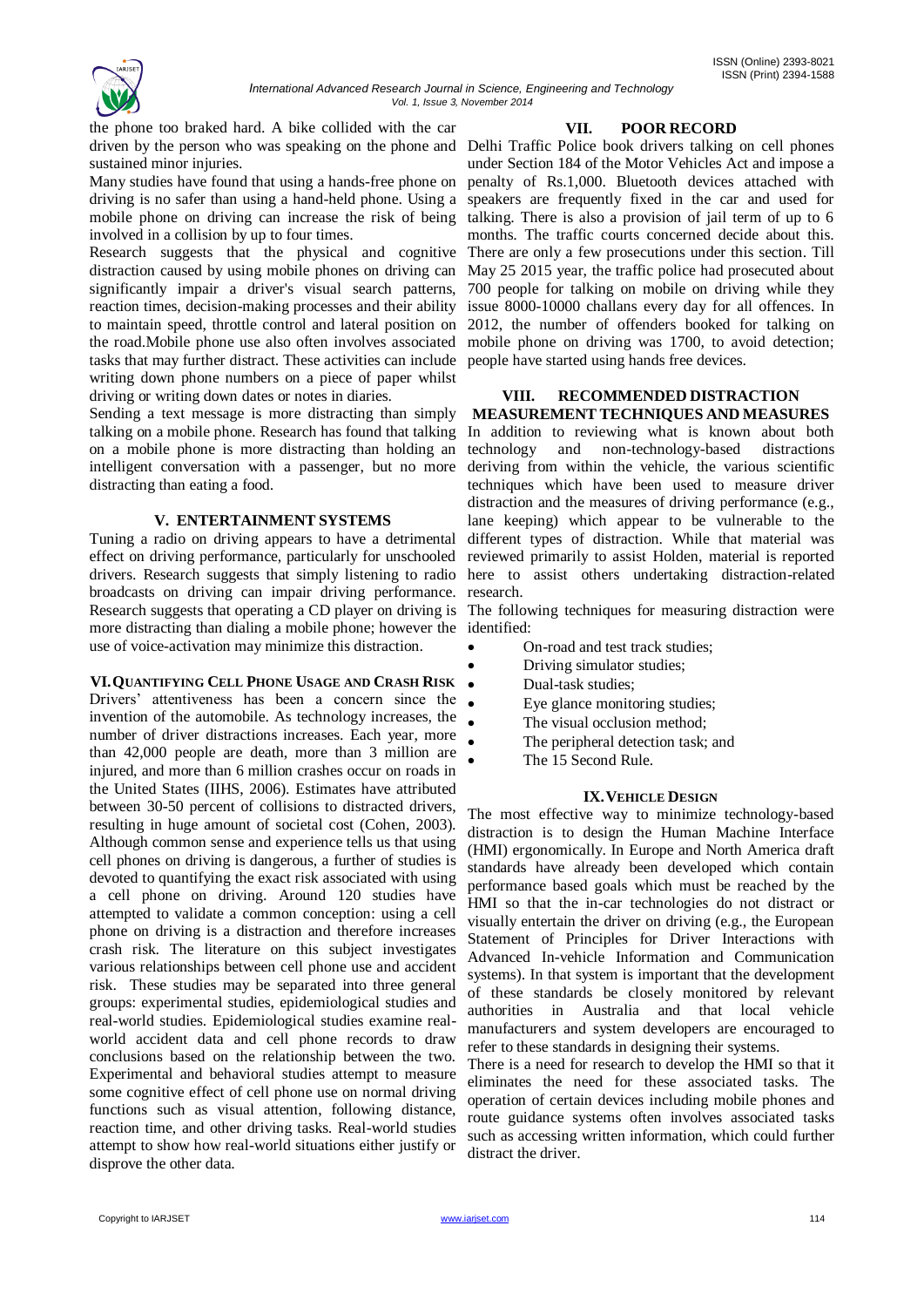the phone too braked hard. A bike collided with the car driven by the person who was speaking on the phone and sustained minor injuries.

Many studies have found that using a hands-free phone on driving is no safer than using a hand-held phone. Using a mobile phone on driving can increase the risk of being involved in a collision by up to four times.

Research suggests that the physical and cognitive distraction caused by using mobile phones on driving can significantly impair a driver's visual search patterns, reaction times, decision-making processes and their ability to maintain speed, throttle control and lateral position on the road.Mobile phone use also often involves associated tasks that may further distract. These activities can include writing down phone numbers on a piece of paper whilst driving or writing down dates or notes in diaries.

Sending a text message is more distracting than simply talking on a mobile phone. Research has found that talking on a mobile phone is more distracting than holding an intelligent conversation with a passenger, but no more distracting than eating a food.

## V. ENTERTAINMENT SYSTEMS

Tuning a radio on driving appears to have a detrimental effect on driving performance, particularly for unschooled drivers. Research suggests that simply listening to radio broadcasts on driving can impair driving performance. Research suggests that operating a CD player on driving is more distracting than dialing a mobile phone; however the use of voice-activation may minimize this distraction.

## VI. QUANTIFYING CELL PHONE USAGE AND CRASH RISK

Drivers' attentiveness has been a concern since the invention of the automobile. As technology increases, the number of driver distractions increases. Each year, more than 42,000 people are death, more than 3 million are injured, and more than 6 million crashes occur on roads in the United States (IIHS, 2006). Estimates have attributed between 30-50 percent of collisions to distracted drivers, resulting in huge amount of societal cost (Cohen, 2003). Although common sense and experience tells us that using cell phones on driving is dangerous, a further of studies is devoted to quantifying the exact risk associated with using a cell phone on driving. Around 120 studies have attempted to validate a common conception: using a cell phone on driving is a distraction and therefore increases crash risk. The literature on this subject investigates various relationships between cell phone use and accident risk. These studies may be separated into three general groups: experimental studies, epidemiological studies and real-world studies. Epidemiological studies examine real-world accident data and cell phone records to draw conclusions based on the relationship between the two. Experimental and behavioral studies attempt to measure some cognitive effect of cell phone use on normal driving functions such as visual attention, following distance, reaction time, and other driving tasks. Real-world studies attempt to show how real-world situations either justify or disprove the other data.

## VII. POOR RECORD

Delhi Traffic Police book drivers talking on cell phones under Section 184 of the Motor Vehicles Act and impose a penalty of Rs.1,000. Bluetooth devices attached with speakers are frequently fixed in the car and used for talking. There is also a provision of jail term of up to 6 months. The traffic courts concerned decide about this. There are only a few prosecutions under this section. Till May 25 2015 year, the traffic police had prosecuted about 700 people for talking on mobile on driving while they issue 8000-10000 challans every day for all offences. In 2012, the number of offenders booked for talking on mobile phone on driving was 1700, to avoid detection; people have started using hands free devices.

## VIII. RECOMMENDED DISTRACTION MEASUREMENT TECHNIQUES AND MEASURES

In addition to reviewing what is known about both technology and non-technology-based distractions deriving from within the vehicle, the various scientific techniques which have been used to measure driver distraction and the measures of driving performance (e.g., lane keeping) which appear to be vulnerable to the different types of distraction. While that material was reviewed primarily to assist Holden, material is reported here to assist others undertaking distraction-related research.

The following techniques for measuring distraction were identified:

- On-road and test track studies;
- Driving simulator studies;
- Dual-task studies;
- Eye glance monitoring studies;
- The visual occlusion method;
- The peripheral detection task; and
- The 15 Second Rule.

## IX. VEHICLE DESIGN

The most effective way to minimize technology-based distraction is to design the Human Machine Interface (HMI) ergonomically. In Europe and North America draft standards have already been developed which contain performance based goals which must be reached by the HMI so that the in-car technologies do not distract or visually entertain the driver on driving (e.g., the European Statement of Principles for Driver Interactions with Advanced In-vehicle Information and Communication systems). In that system is important that the development of these standards be closely monitored by relevant authorities in Australia and that local vehicle manufacturers and system developers are encouraged to refer to these standards in designing their systems.

There is a need for research to develop the HMI so that it eliminates the need for these associated tasks. The operation of certain devices including mobile phones and route guidance systems often involves associated tasks such as accessing written information, which could further distract the driver.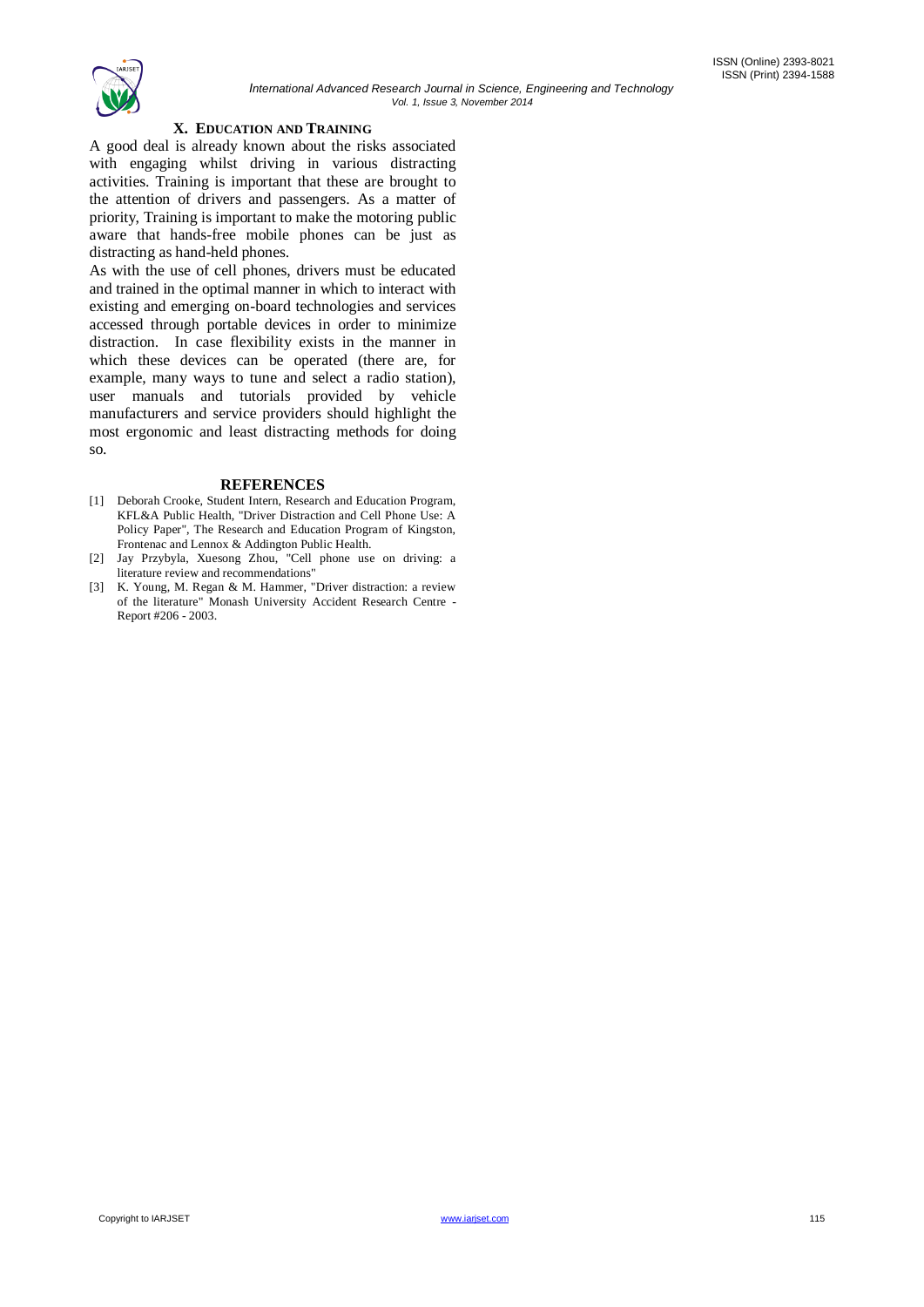## X. EDUCATION AND TRAINING

A good deal is already known about the risks associated with engaging whilst driving in various distracting activities. Training is important that these are brought to the attention of drivers and passengers. As a matter of priority, Training is important to make the motoring public aware that hands-free mobile phones can be just as distracting as hand-held phones.

As with the use of cell phones, drivers must be educated and trained in the optimal manner in which to interact with existing and emerging on-board technologies and services accessed through portable devices in order to minimize distraction. In case flexibility exists in the manner in which these devices can be operated (there are, for example, many ways to tune and select a radio station), user manuals and tutorials provided by vehicle manufacturers and service providers should highlight the most ergonomic and least distracting methods for doing so.

## REFERENCES

[1] Deborah Crooke, Student Intern, Research and Education Program, KFL&A Public Health, "Driver Distraction and Cell Phone Use: A Policy Paper", The Research and Education Program of Kingston, Frontenac and Lennox & Addington Public Health.

[2] Jay Przybyla, Xuesong Zhou, "Cell phone use on driving: a literature review and recommendations"

[3] K. Young, M. Regan & M. Hammer, "Driver distraction: a review of the literature" Monash University Accident Research Centre - Report #206 - 2003.